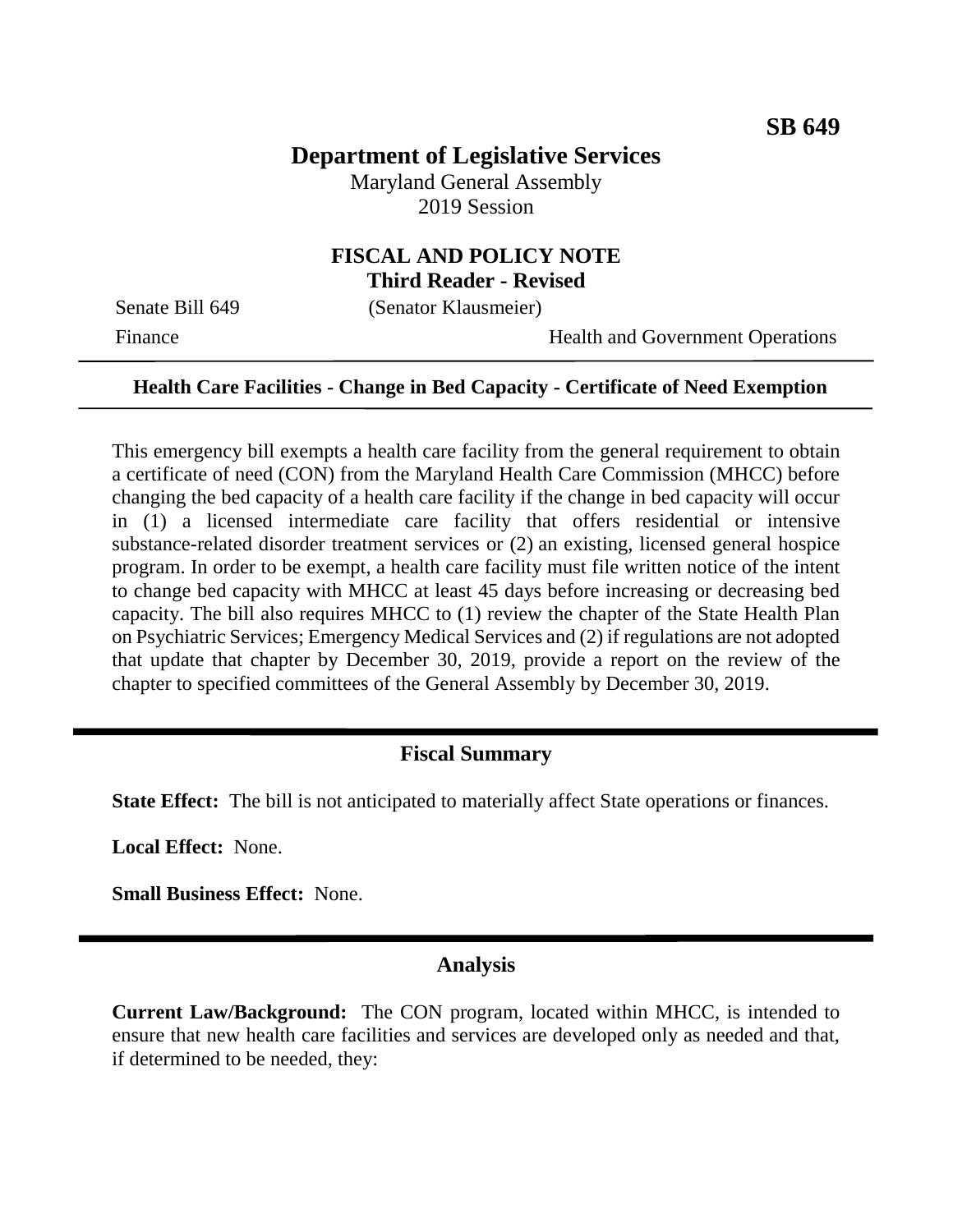**SB 649**

# Department of Legislative Services

Maryland General Assembly
2019 Session

## FISCAL AND POLICY NOTE
**Third Reader - Revised**

Senate Bill 649 (Senator Klausmeier)

Finance Health and Government Operations

---

**Health Care Facilities - Change in Bed Capacity - Certificate of Need Exemption**

---

This emergency bill exempts a health care facility from the general requirement to obtain a certificate of need (CON) from the Maryland Health Care Commission (MHCC) before changing the bed capacity of a health care facility if the change in bed capacity will occur in (1) a licensed intermediate care facility that offers residential or intensive substance-related disorder treatment services or (2) an existing, licensed general hospice program. In order to be exempt, a health care facility must file written notice of the intent to change bed capacity with MHCC at least 45 days before increasing or decreasing bed capacity. The bill also requires MHCC to (1) review the chapter of the State Health Plan on Psychiatric Services; Emergency Medical Services and (2) if regulations are not adopted that update that chapter by December 30, 2019, provide a report on the review of the chapter to specified committees of the General Assembly by December 30, 2019.

---

## Fiscal Summary

**State Effect:** The bill is not anticipated to materially affect State operations or finances.

**Local Effect:** None.

**Small Business Effect:** None.

---

## Analysis

**Current Law/Background:** The CON program, located within MHCC, is intended to ensure that new health care facilities and services are developed only as needed and that, if determined to be needed, they: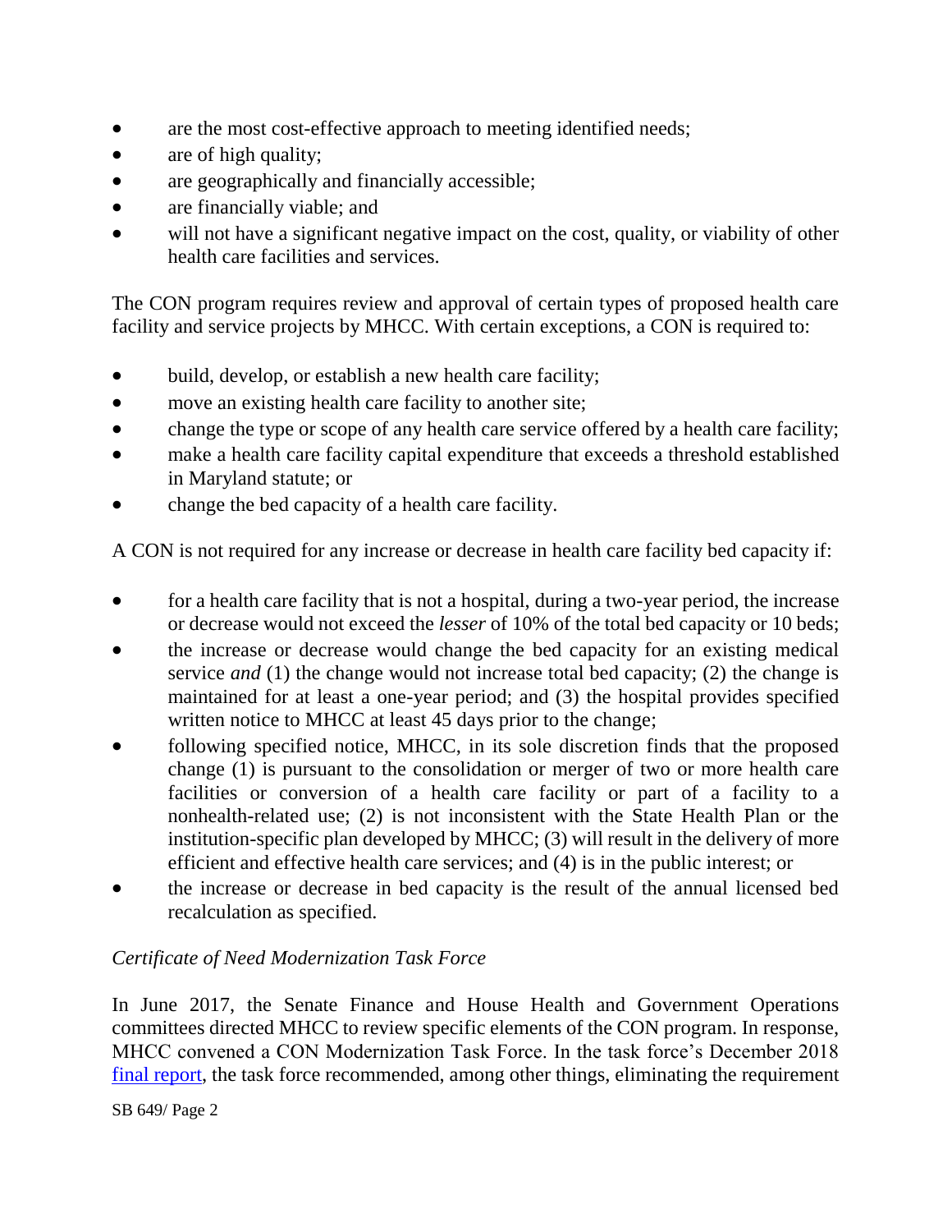- are the most cost-effective approach to meeting identified needs;
- are of high quality;
- are geographically and financially accessible;
- are financially viable; and
- will not have a significant negative impact on the cost, quality, or viability of other health care facilities and services.

The CON program requires review and approval of certain types of proposed health care facility and service projects by MHCC. With certain exceptions, a CON is required to:

- build, develop, or establish a new health care facility;
- move an existing health care facility to another site;
- change the type or scope of any health care service offered by a health care facility;
- make a health care facility capital expenditure that exceeds a threshold established in Maryland statute; or
- change the bed capacity of a health care facility.

A CON is not required for any increase or decrease in health care facility bed capacity if:

- for a health care facility that is not a hospital, during a two-year period, the increase or decrease would not exceed the *lesser* of 10% of the total bed capacity or 10 beds;
- the increase or decrease would change the bed capacity for an existing medical service *and* (1) the change would not increase total bed capacity; (2) the change is maintained for at least a one-year period; and (3) the hospital provides specified written notice to MHCC at least 45 days prior to the change;
- following specified notice, MHCC, in its sole discretion finds that the proposed change (1) is pursuant to the consolidation or merger of two or more health care facilities or conversion of a health care facility or part of a facility to a nonhealth-related use; (2) is not inconsistent with the State Health Plan or the institution-specific plan developed by MHCC; (3) will result in the delivery of more efficient and effective health care services; and (4) is in the public interest; or
- the increase or decrease in bed capacity is the result of the annual licensed bed recalculation as specified.

*Certificate of Need Modernization Task Force*

In June 2017, the Senate Finance and House Health and Government Operations committees directed MHCC to review specific elements of the CON program. In response, MHCC convened a CON Modernization Task Force. In the task force's December 2018 final report, the task force recommended, among other things, eliminating the requirement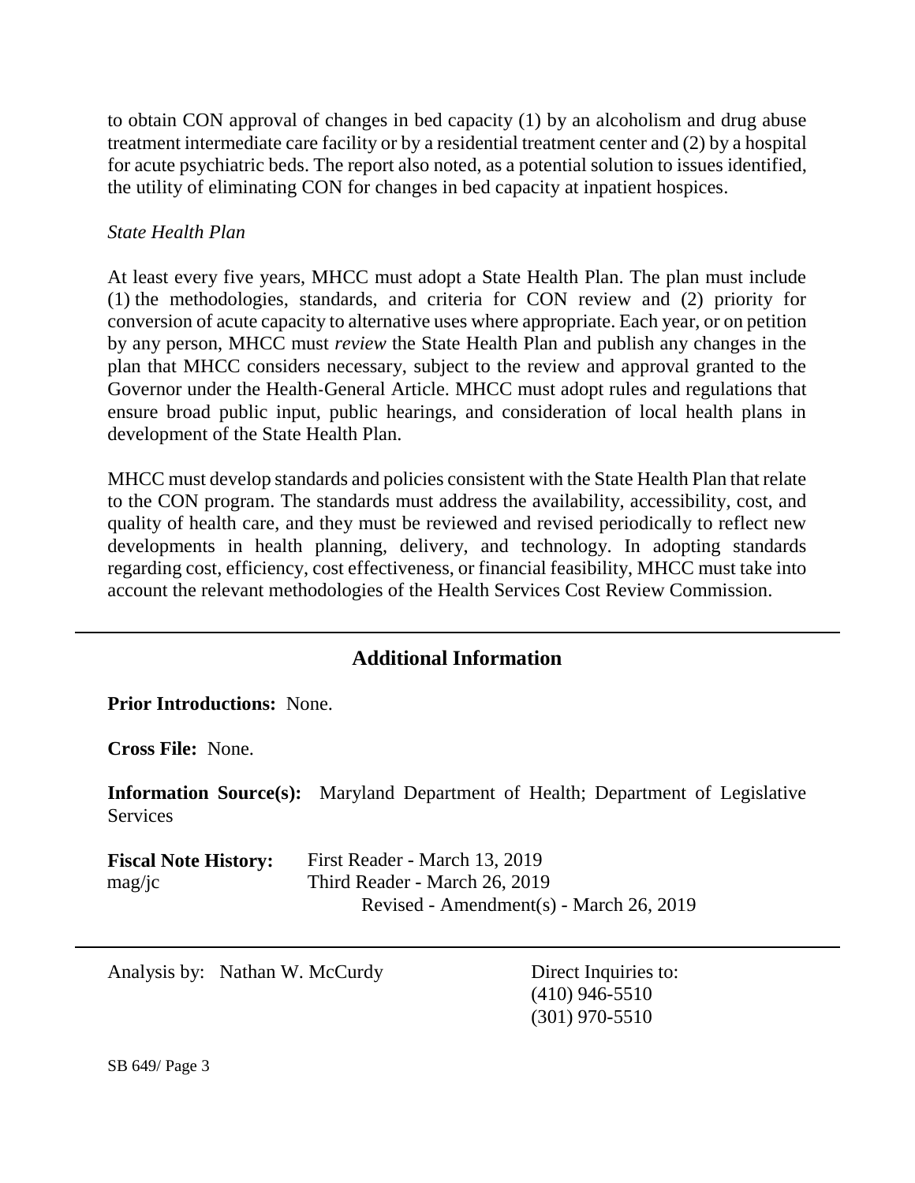to obtain CON approval of changes in bed capacity (1) by an alcoholism and drug abuse treatment intermediate care facility or by a residential treatment center and (2) by a hospital for acute psychiatric beds. The report also noted, as a potential solution to issues identified, the utility of eliminating CON for changes in bed capacity at inpatient hospices.

*State Health Plan*

At least every five years, MHCC must adopt a State Health Plan. The plan must include (1) the methodologies, standards, and criteria for CON review and (2) priority for conversion of acute capacity to alternative uses where appropriate. Each year, or on petition by any person, MHCC must *review* the State Health Plan and publish any changes in the plan that MHCC considers necessary, subject to the review and approval granted to the Governor under the Health-General Article. MHCC must adopt rules and regulations that ensure broad public input, public hearings, and consideration of local health plans in development of the State Health Plan.

MHCC must develop standards and policies consistent with the State Health Plan that relate to the CON program. The standards must address the availability, accessibility, cost, and quality of health care, and they must be reviewed and revised periodically to reflect new developments in health planning, delivery, and technology. In adopting standards regarding cost, efficiency, cost effectiveness, or financial feasibility, MHCC must take into account the relevant methodologies of the Health Services Cost Review Commission.

## Additional Information

**Prior Introductions:** None.

**Cross File:** None.

**Information Source(s):** Maryland Department of Health; Department of Legislative Services

**Fiscal Note History:** First Reader - March 13, 2019
mag/jc Third Reader - March 26, 2019
Revised - Amendment(s) - March 26, 2019

Analysis by: Nathan W. McCurdy

Direct Inquiries to:
(410) 946-5510
(301) 970-5510